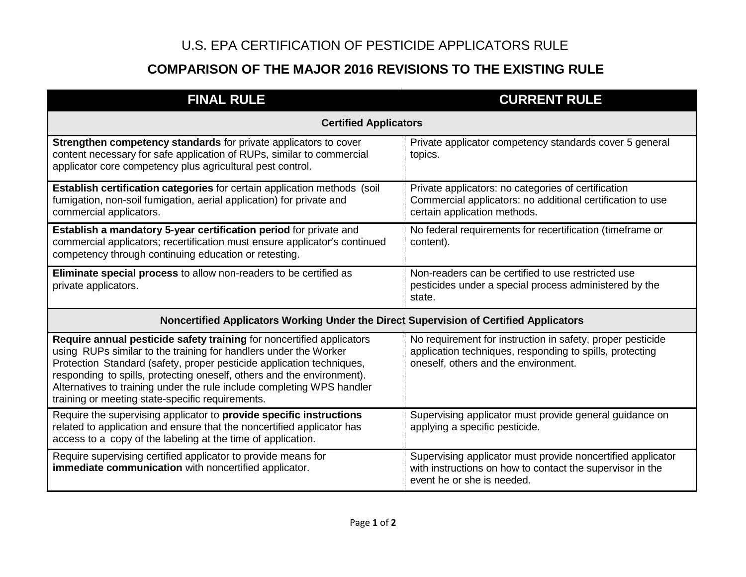U.S. EPA CERTIFICATION OF PESTICIDE APPLICATORS RULE

## COMPARISON OF THE MAJOR 2016 REVISIONS TO THE EXISTING RULE

| FINAL RULE | CURRENT RULE |
|---|---|
| **Certified Applicators** | |
| **Strengthen competency standards** for private applicators to cover content necessary for safe application of RUPs, similar to commercial applicator core competency plus agricultural pest control. | Private applicator competency standards cover 5 general topics. |
| **Establish certification categories** for certain application methods (soil fumigation, non-soil fumigation, aerial application) for private and commercial applicators. | Private applicators: no categories of certification<br>Commercial applicators: no additional certification to use certain application methods. |
| **Establish a mandatory 5-year certification period** for private and commercial applicators; recertification must ensure applicator's continued competency through continuing education or retesting. | No federal requirements for recertification (timeframe or content). |
| **Eliminate special process** to allow non-readers to be certified as private applicators. | Non-readers can be certified to use restricted use pesticides under a special process administered by the state. |
| **Noncertified Applicators Working Under the Direct Supervision of Certified Applicators** | |
| **Require annual pesticide safety training** for noncertified applicators using RUPs similar to the training for handlers under the Worker Protection Standard (safety, proper pesticide application techniques, responding to spills, protecting oneself, others and the environment). Alternatives to training under the rule include completing WPS handler training or meeting state-specific requirements. | No requirement for instruction in safety, proper pesticide application techniques, responding to spills, protecting oneself, others and the environment. |
| Require the supervising applicator to **provide specific instructions** related to application and ensure that the noncertified applicator has access to a copy of the labeling at the time of application. | Supervising applicator must provide general guidance on applying a specific pesticide. |
| Require supervising certified applicator to provide means for **immediate communication** with noncertified applicator. | Supervising applicator must provide noncertified applicator with instructions on how to contact the supervisor in the event he or she is needed. |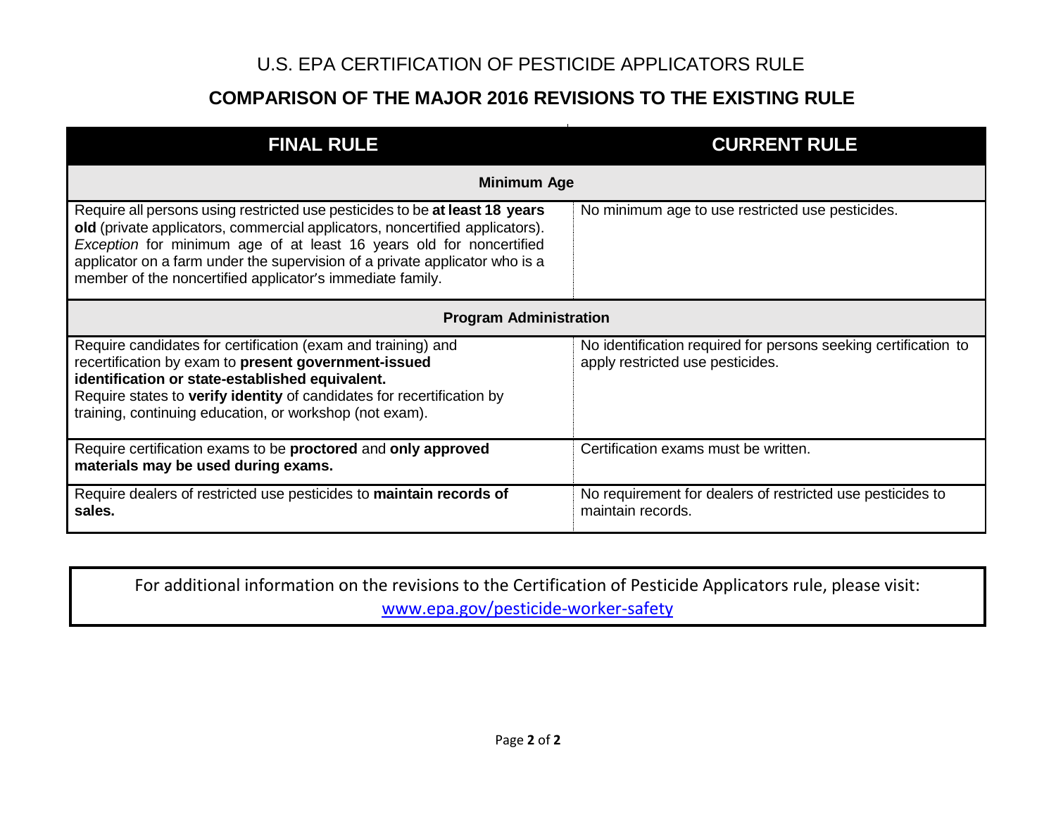# U.S. EPA CERTIFICATION OF PESTICIDE APPLICATORS RULE

## COMPARISON OF THE MAJOR 2016 REVISIONS TO THE EXISTING RULE

| FINAL RULE | CURRENT RULE |
| --- | --- |
| **Minimum Age** | |
| Require all persons using restricted use pesticides to be **at least 18 years old** (private applicators, commercial applicators, noncertified applicators). *Exception* for minimum age of at least 16 years old for noncertified applicator on a farm under the supervision of a private applicator who is a member of the noncertified applicator's immediate family. | No minimum age to use restricted use pesticides. |
| **Program Administration** | |
| Require candidates for certification (exam and training) and recertification by exam to **present government-issued identification or state-established equivalent.** Require states to **verify identity** of candidates for recertification by training, continuing education, or workshop (not exam). | No identification required for persons seeking certification to apply restricted use pesticides. |
| Require certification exams to be **proctored** and **only approved materials may be used during exams.** | Certification exams must be written. |
| Require dealers of restricted use pesticides to **maintain records of sales.** | No requirement for dealers of restricted use pesticides to maintain records. |

For additional information on the revisions to the Certification of Pesticide Applicators rule, please visit: www.epa.gov/pesticide-worker-safety